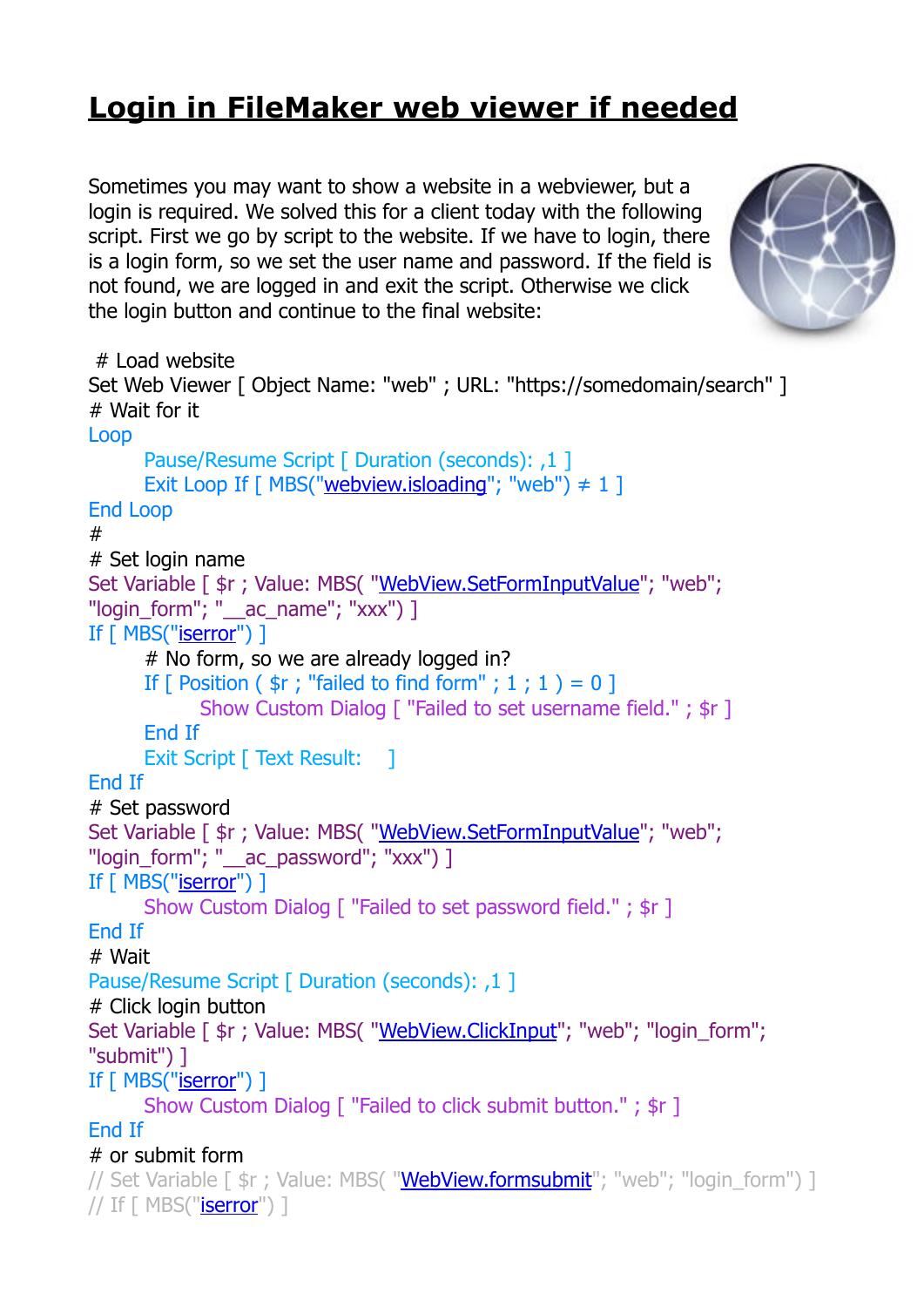# Login in FileMaker web viewer if needed

Sometimes you may want to show a website in a webviewer, but a login is required. We solved this for a client today with the following script. First we go by script to the website. If we have to login, there is a login form, so we set the user name and password. If the field is not found, we are logged in and exit the script. Otherwise we click the login button and continue to the final website:

```
# Load website
Set Web Viewer [ Object Name: "web" ; URL: "https://somedomain/search" ]
# Wait for it
Loop
	Pause/Resume Script [ Duration (seconds): ,1 ]
	Exit Loop If [ MBS("webview.isloading"; "web") ≠ 1 ]
End Loop
#
# Set login name
Set Variable [ $r ; Value: MBS( "WebView.SetFormInputValue"; "web"; "login_form"; "__ac_name"; "xxx") ]
If [ MBS("iserror") ]
	# No form, so we are already logged in?
	If [ Position ( $r ; "failed to find form" ; 1 ; 1 ) = 0 ]
		Show Custom Dialog [ "Failed to set username field." ; $r ]
	End If
	Exit Script [ Text Result:    ]
End If
# Set password
Set Variable [ $r ; Value: MBS( "WebView.SetFormInputValue"; "web"; "login_form"; "__ac_password"; "xxx") ]
If [ MBS("iserror") ]
	Show Custom Dialog [ "Failed to set password field." ; $r ]
End If
# Wait
Pause/Resume Script [ Duration (seconds): ,1 ]
# Click login button
Set Variable [ $r ; Value: MBS( "WebView.ClickInput"; "web"; "login_form"; "submit") ]
If [ MBS("iserror") ]
	Show Custom Dialog [ "Failed to click submit button." ; $r ]
End If
# or submit form
// Set Variable [ $r ; Value: MBS( "WebView.formsubmit"; "web"; "login_form") ]
// If [ MBS("iserror") ]
```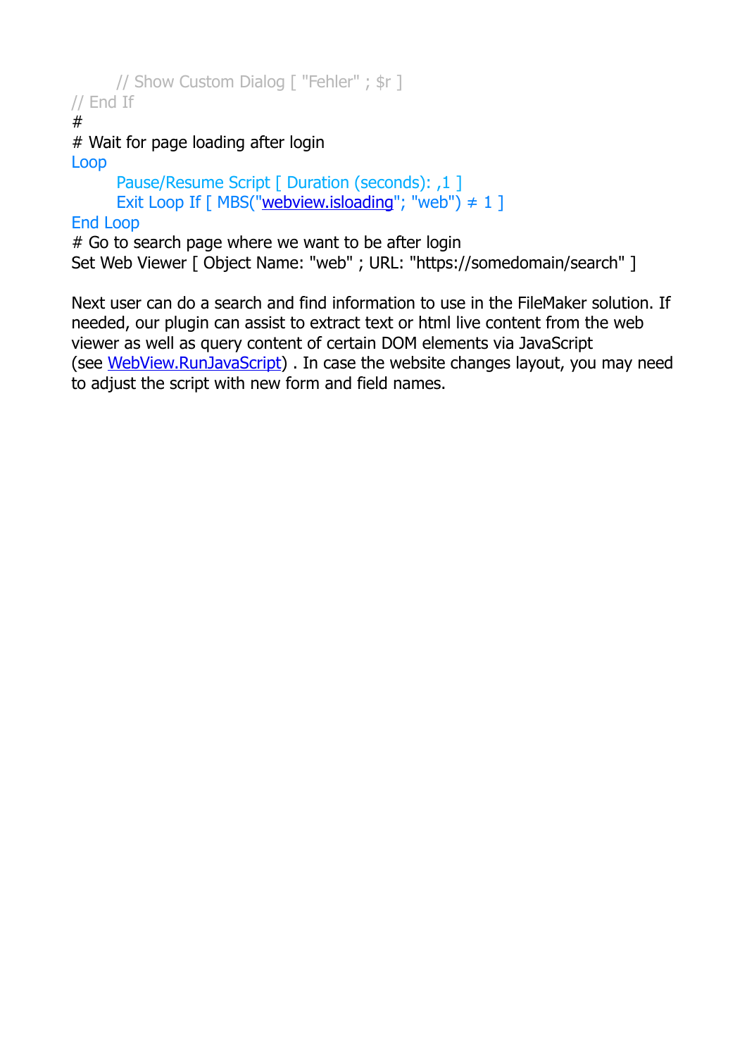```
    // Show Custom Dialog [ "Fehler" ; $r ]
// End If
#
# Wait for page loading after login
Loop
    Pause/Resume Script [ Duration (seconds): ,1 ]
    Exit Loop If [ MBS("webview.isloading"; "web") ≠ 1 ]
End Loop
# Go to search page where we want to be after login
Set Web Viewer [ Object Name: "web" ; URL: "https://somedomain/search" ]
```

Next user can do a search and find information to use in the FileMaker solution. If needed, our plugin can assist to extract text or html live content from the web viewer as well as query content of certain DOM elements via JavaScript (see WebView.RunJavaScript) . In case the website changes layout, you may need to adjust the script with new form and field names.